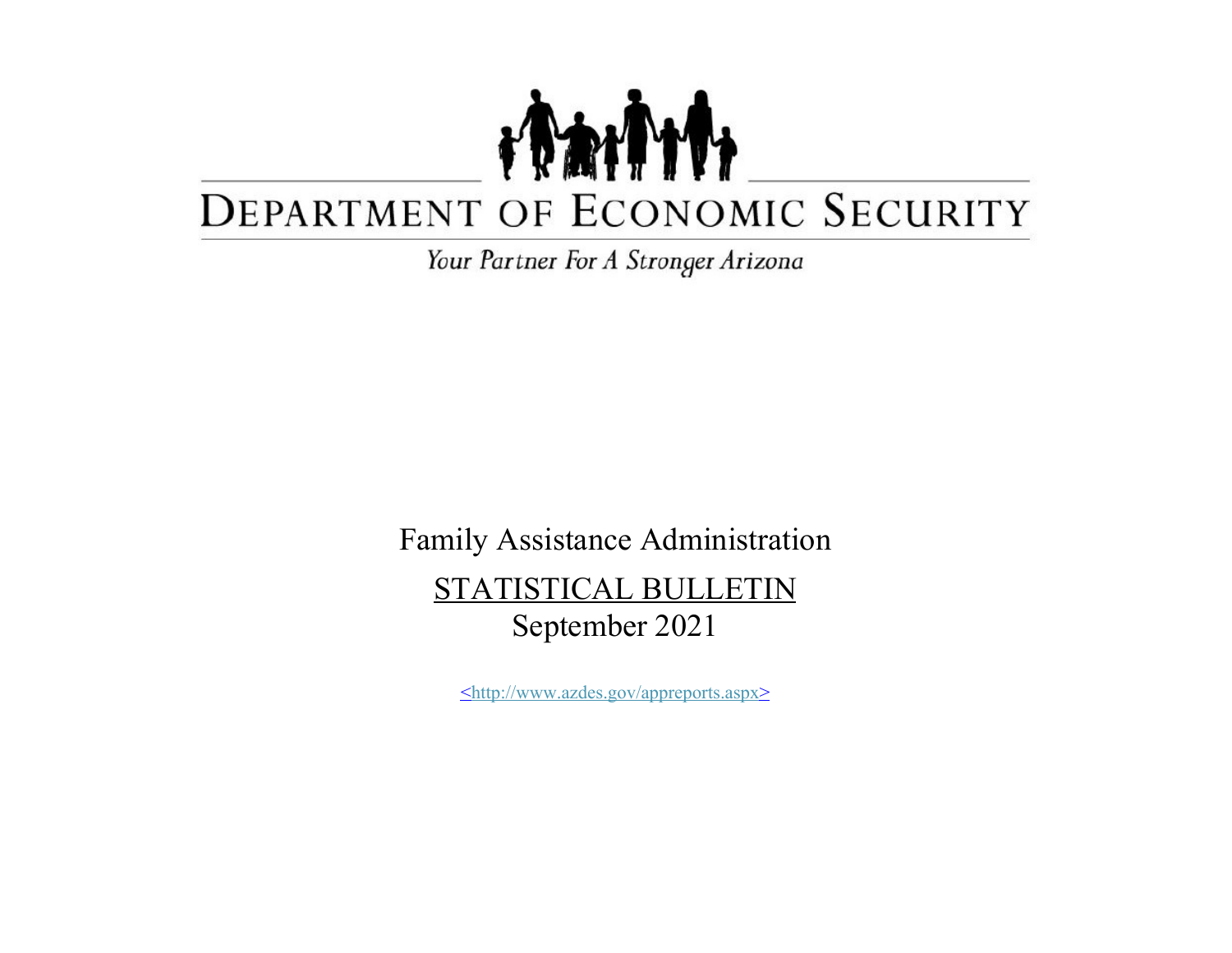# DEPARTMENT OF ECONOMIC SECURITY

*Your Partner For A Stronger Arizona*

Family Assistance Administration

## STATISTICAL BULLETIN

September 2021

<http://www.azdes.gov/appreports.aspx>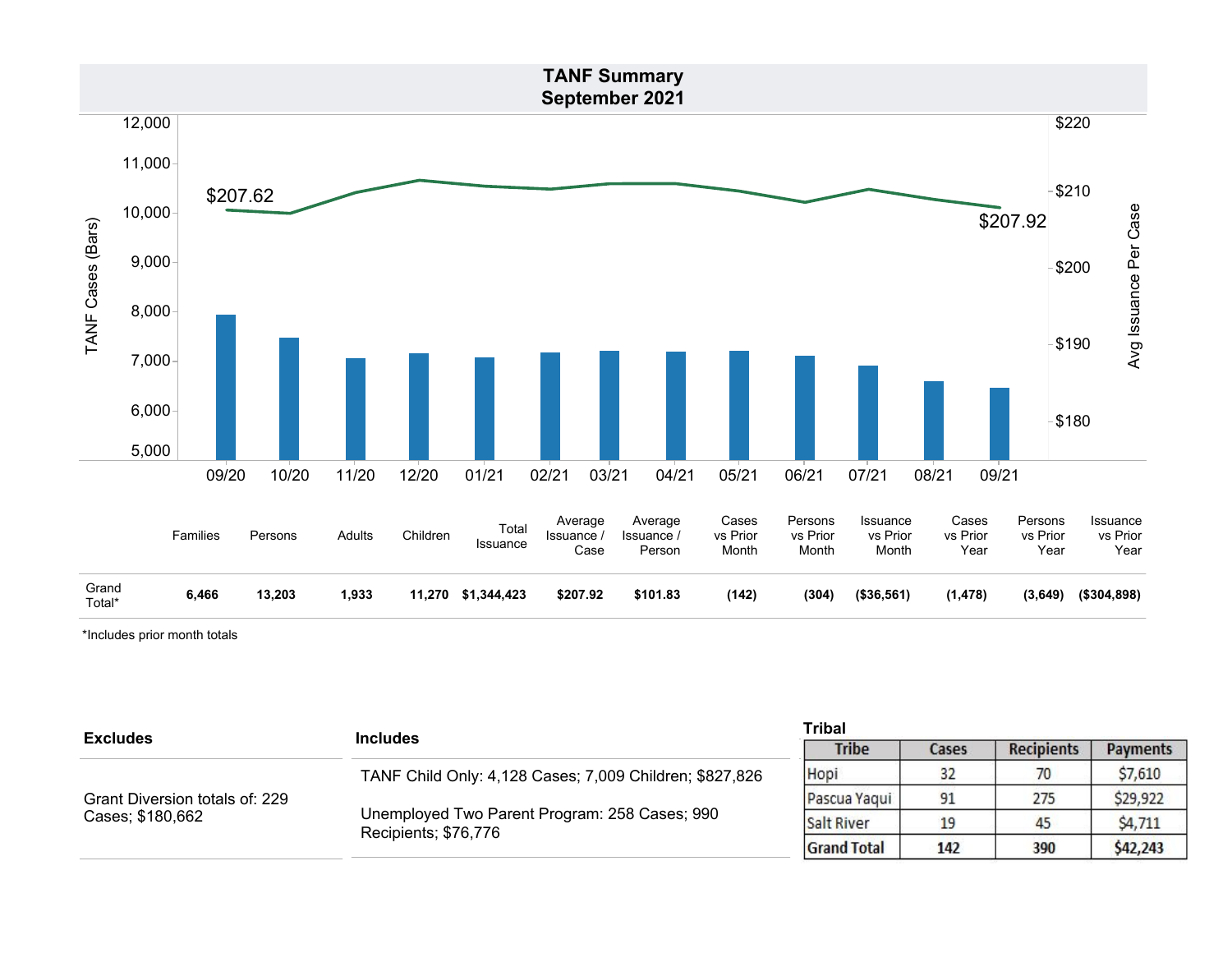# TANF Summary
## September 2021

| | Families | Persons | Adults | Children | Total Issuance | Average Issuance / Case | Average Issuance / Person | Cases vs Prior Month | Persons vs Prior Month | Issuance vs Prior Month | Cases vs Prior Year | Persons vs Prior Year | Issuance vs Prior Year |
|---|---|---|---|---|---|---|---|---|---|---|---|---|---|
| Grand Total* | **6,466** | **13,203** | **1,933** | **11,270** | **$1,344,423** | **$207.92** | **$101.83** | **(142)** | **(304)** | **($36,561)** | **(1,478)** | **(3,649)** | **($304,898)** |

*Includes prior month totals

| Excludes | Includes |
|---|---|
| Grant Diversion totals of: 229 Cases; $180,662 | TANF Child Only: 4,128 Cases; 7,009 Children; $827,826<br><br>Unemployed Two Parent Program: 258 Cases; 990 Recipients; $76,776 |

**Tribal**

| Tribe | Cases | Recipients | Payments |
|---|---|---|---|
| Hopi | 32 | 70 | $7,610 |
| Pascua Yaqui | 91 | 275 | $29,922 |
| Salt River | 19 | 45 | $4,711 |
| **Grand Total** | **142** | **390** | **$42,243** |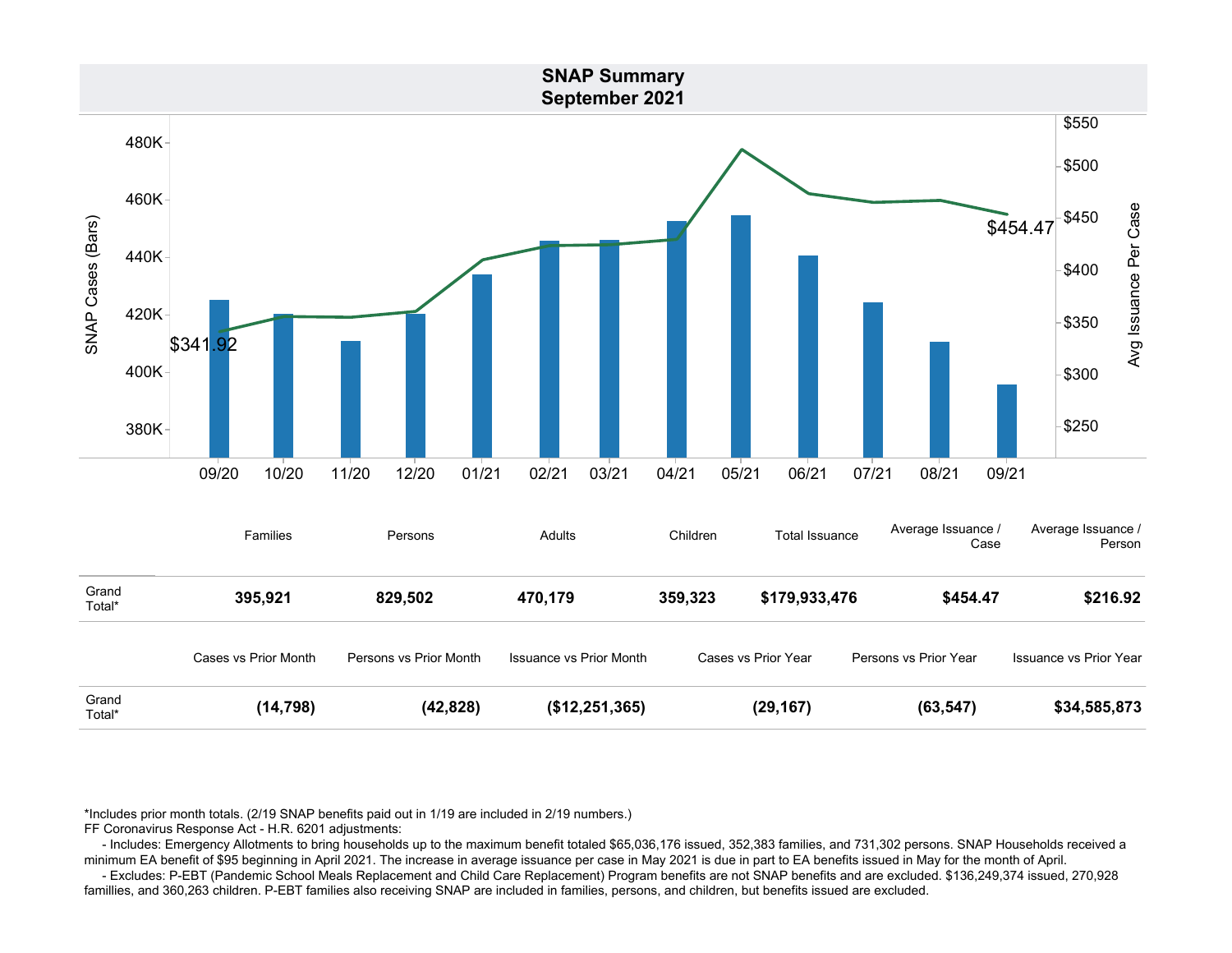## SNAP Summary
## September 2021

SNAP Cases (Bars) / Avg Issuance Per Case

$341.92 (09/20) — $454.47 (09/21)

| | Families | Persons | Adults | Children | Total Issuance | Average Issuance / Case | Average Issuance / Person |
|---|---|---|---|---|---|---|---|
| Grand Total* | **395,921** | **829,502** | **470,179** | **359,323** | **$179,933,476** | **$454.47** | **$216.92** |

| | Cases vs Prior Month | Persons vs Prior Month | Issuance vs Prior Month | Cases vs Prior Year | Persons vs Prior Year | Issuance vs Prior Year |
|---|---|---|---|---|---|---|
| Grand Total* | **(14,798)** | **(42,828)** | **($12,251,365)** | **(29,167)** | **(63,547)** | **$34,585,873** |

*Includes prior month totals. (2/19 SNAP benefits paid out in 1/19 are included in 2/19 numbers.)
FF Coronavirus Response Act - H.R. 6201 adjustments:

- Includes: Emergency Allotments to bring households up to the maximum benefit totaled $65,036,176 issued, 352,383 families, and 731,302 persons. SNAP Households received a minimum EA benefit of $95 beginning in April 2021. The increase in average issuance per case in May 2021 is due in part to EA benefits issued in May for the month of April.
- Excludes: P-EBT (Pandemic School Meals Replacement and Child Care Replacement) Program benefits are not SNAP benefits and are excluded. $136,249,374 issued, 270,928 famillies, and 360,263 children. P-EBT families also receiving SNAP are included in families, persons, and children, but benefits issued are excluded.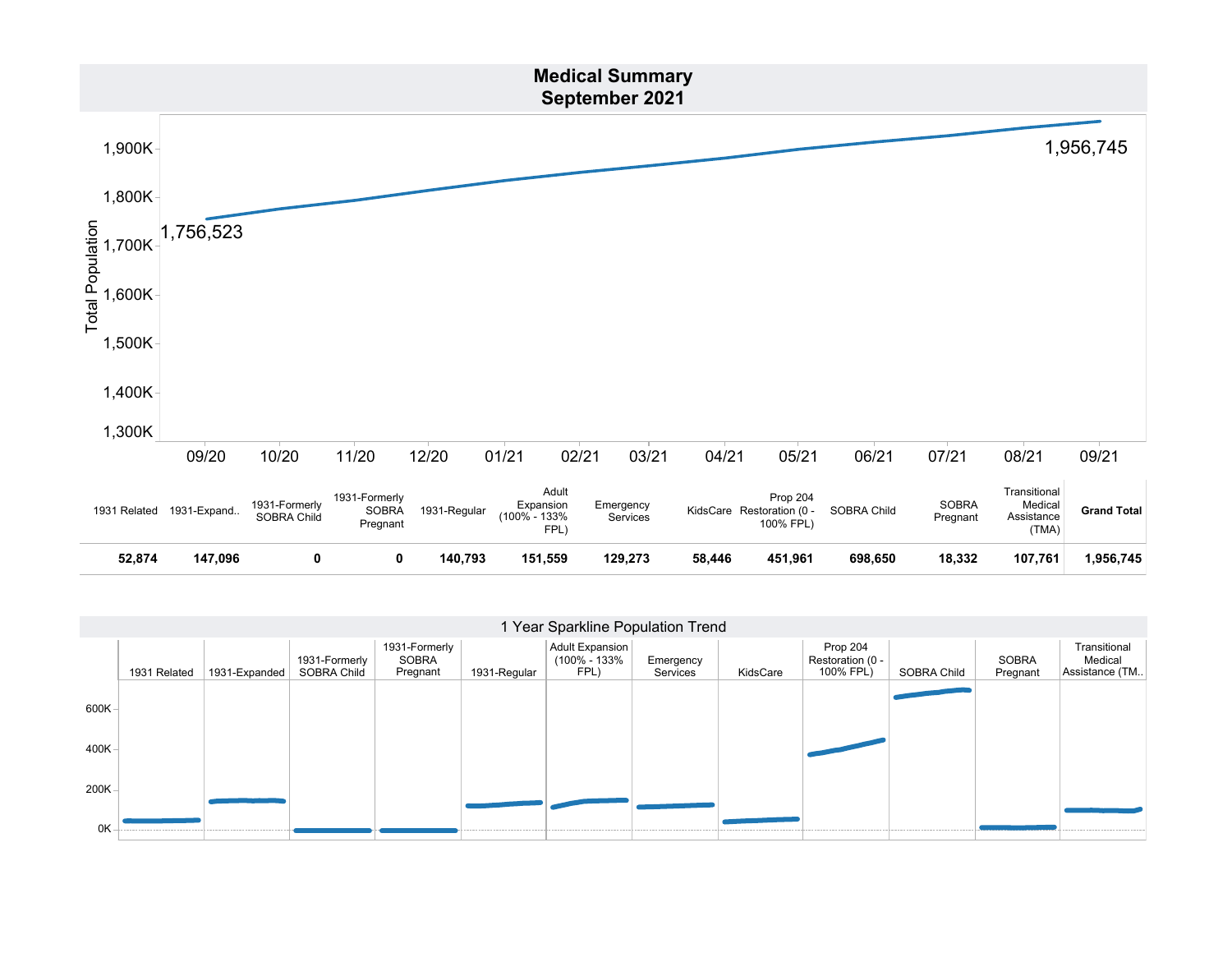# Medical Summary
## September 2021

Total Population

1,756,523 (09/20) — 1,956,745 (09/21)

1,900K, 1,800K, 1,700K, 1,600K, 1,500K, 1,400K, 1,300K

09/20, 10/20, 11/20, 12/20, 01/21, 02/21, 03/21, 04/21, 05/21, 06/21, 07/21, 08/21, 09/21

| 1931 Related | 1931-Expand.. | 1931-Formerly SOBRA Child | 1931-Formerly SOBRA Pregnant | 1931-Regular | Adult Expansion (100% - 133% FPL) | Emergency Services | KidsCare | Prop 204 Restoration (0 - 100% FPL) | SOBRA Child | SOBRA Pregnant | Transitional Medical Assistance (TMA) | **Grand Total** |
|---|---|---|---|---|---|---|---|---|---|---|---|---|
| **52,874** | **147,096** | **0** | **0** | **140,793** | **151,559** | **129,273** | **58,446** | **451,961** | **698,650** | **18,332** | **107,761** | **1,956,745** |

### 1 Year Sparkline Population Trend

1931 Related | 1931-Expanded | 1931-Formerly SOBRA Child | 1931-Formerly SOBRA Pregnant | 1931-Regular | Adult Expansion (100% - 133% FPL) | Emergency Services | KidsCare | Prop 204 Restoration (0 - 100% FPL) | SOBRA Child | SOBRA Pregnant | Transitional Medical Assistance (TM..

600K, 400K, 200K, 0K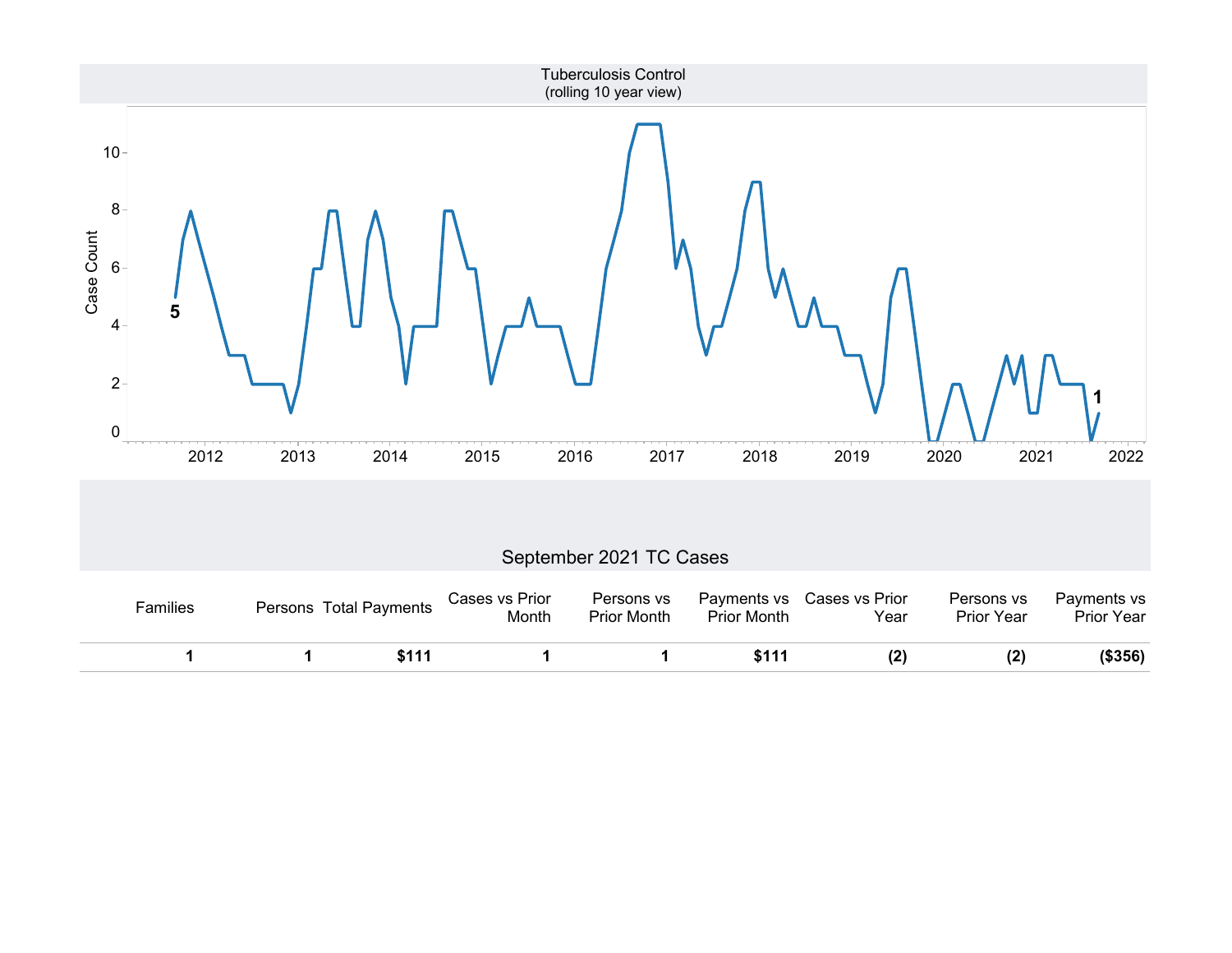## Tuberculosis Control
(rolling 10 year view)

## September 2021 TC Cases

| Families | Persons | Total Payments | Cases vs Prior Month | Persons vs Prior Month | Payments vs Prior Month | Cases vs Prior Year | Persons vs Prior Year | Payments vs Prior Year |
|---|---|---|---|---|---|---|---|---|
| **1** | **1** | **$111** | **1** | **1** | **$111** | **(2)** | **(2)** | **($356)** |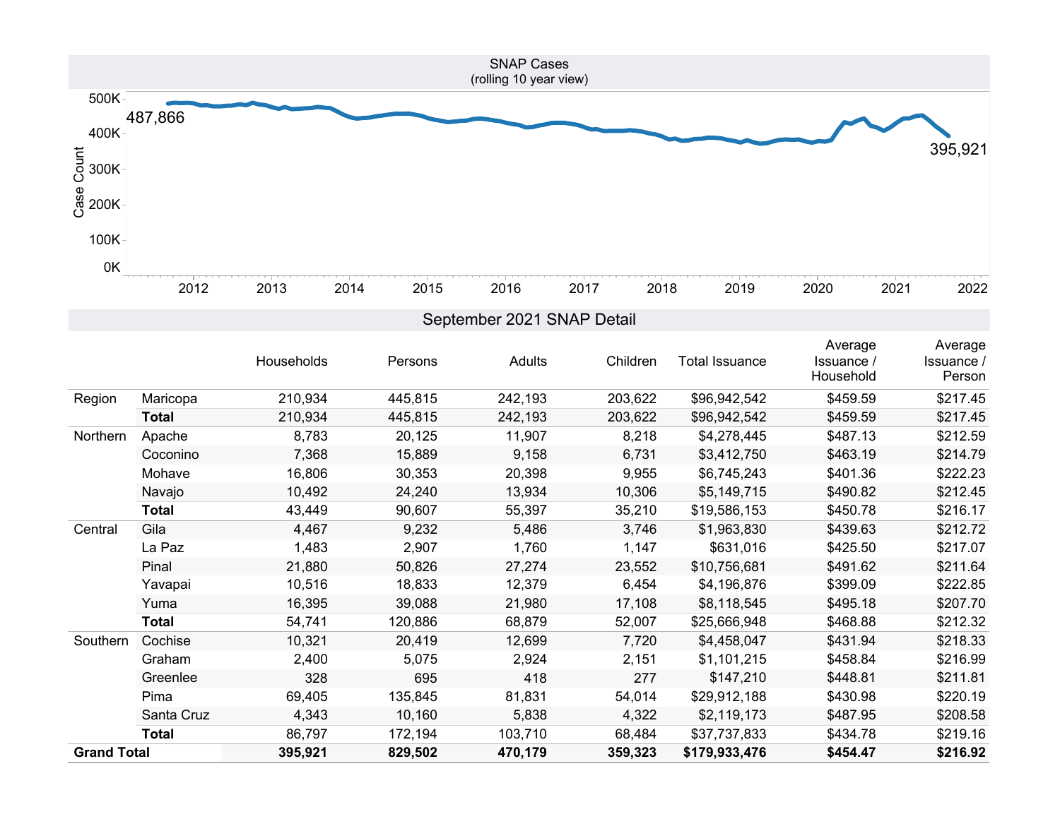## SNAP Cases
(rolling 10 year view)

Case Count

487,866

395,921

0K, 100K, 200K, 300K, 400K, 500K

2012 2013 2014 2015 2016 2017 2018 2019 2020 2021 2022

## September 2021 SNAP Detail

| | | Households | Persons | Adults | Children | Total Issuance | Average Issuance / Household | Average Issuance / Person |
|---|---|---|---|---|---|---|---|---|
| Region | Maricopa | 210,934 | 445,815 | 242,193 | 203,622 | $96,942,542 | $459.59 | $217.45 |
| | **Total** | 210,934 | 445,815 | 242,193 | 203,622 | $96,942,542 | $459.59 | $217.45 |
| Northern | Apache | 8,783 | 20,125 | 11,907 | 8,218 | $4,278,445 | $487.13 | $212.59 |
| | Coconino | 7,368 | 15,889 | 9,158 | 6,731 | $3,412,750 | $463.19 | $214.79 |
| | Mohave | 16,806 | 30,353 | 20,398 | 9,955 | $6,745,243 | $401.36 | $222.23 |
| | Navajo | 10,492 | 24,240 | 13,934 | 10,306 | $5,149,715 | $490.82 | $212.45 |
| | **Total** | 43,449 | 90,607 | 55,397 | 35,210 | $19,586,153 | $450.78 | $216.17 |
| Central | Gila | 4,467 | 9,232 | 5,486 | 3,746 | $1,963,830 | $439.63 | $212.72 |
| | La Paz | 1,483 | 2,907 | 1,760 | 1,147 | $631,016 | $425.50 | $217.07 |
| | Pinal | 21,880 | 50,826 | 27,274 | 23,552 | $10,756,681 | $491.62 | $211.64 |
| | Yavapai | 10,516 | 18,833 | 12,379 | 6,454 | $4,196,876 | $399.09 | $222.85 |
| | Yuma | 16,395 | 39,088 | 21,980 | 17,108 | $8,118,545 | $495.18 | $207.70 |
| | **Total** | 54,741 | 120,886 | 68,879 | 52,007 | $25,666,948 | $468.88 | $212.32 |
| Southern | Cochise | 10,321 | 20,419 | 12,699 | 7,720 | $4,458,047 | $431.94 | $218.33 |
| | Graham | 2,400 | 5,075 | 2,924 | 2,151 | $1,101,215 | $458.84 | $216.99 |
| | Greenlee | 328 | 695 | 418 | 277 | $147,210 | $448.81 | $211.81 |
| | Pima | 69,405 | 135,845 | 81,831 | 54,014 | $29,912,188 | $430.98 | $220.19 |
| | Santa Cruz | 4,343 | 10,160 | 5,838 | 4,322 | $2,119,173 | $487.95 | $208.58 |
| | **Total** | 86,797 | 172,194 | 103,710 | 68,484 | $37,737,833 | $434.78 | $219.16 |
| **Grand Total** | | **395,921** | **829,502** | **470,179** | **359,323** | **$179,933,476** | **$454.47** | **$216.92** |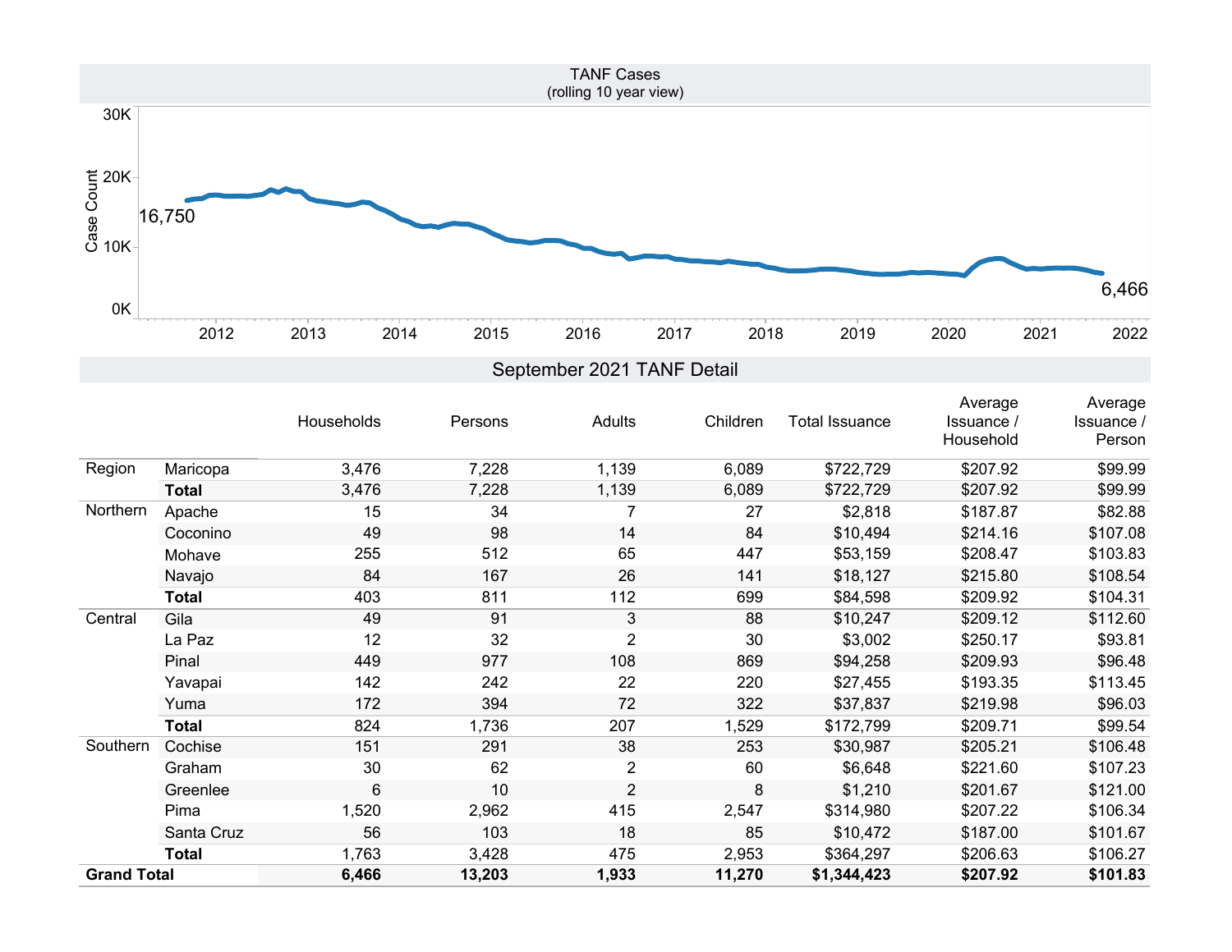## TANF Cases
(rolling 10 year view)

Case Count: 16,750 (2011) to 6,466 (September 2021)

## September 2021 TANF Detail

| | | Households | Persons | Adults | Children | Total Issuance | Average Issuance / Household | Average Issuance / Person |
|---|---|---|---|---|---|---|---|---|
| Region | Maricopa | 3,476 | 7,228 | 1,139 | 6,089 | $722,729 | $207.92 | $99.99 |
| | **Total** | 3,476 | 7,228 | 1,139 | 6,089 | $722,729 | $207.92 | $99.99 |
| Northern | Apache | 15 | 34 | 7 | 27 | $2,818 | $187.87 | $82.88 |
| | Coconino | 49 | 98 | 14 | 84 | $10,494 | $214.16 | $107.08 |
| | Mohave | 255 | 512 | 65 | 447 | $53,159 | $208.47 | $103.83 |
| | Navajo | 84 | 167 | 26 | 141 | $18,127 | $215.80 | $108.54 |
| | **Total** | 403 | 811 | 112 | 699 | $84,598 | $209.92 | $104.31 |
| Central | Gila | 49 | 91 | 3 | 88 | $10,247 | $209.12 | $112.60 |
| | La Paz | 12 | 32 | 2 | 30 | $3,002 | $250.17 | $93.81 |
| | Pinal | 449 | 977 | 108 | 869 | $94,258 | $209.93 | $96.48 |
| | Yavapai | 142 | 242 | 22 | 220 | $27,455 | $193.35 | $113.45 |
| | Yuma | 172 | 394 | 72 | 322 | $37,837 | $219.98 | $96.03 |
| | **Total** | 824 | 1,736 | 207 | 1,529 | $172,799 | $209.71 | $99.54 |
| Southern | Cochise | 151 | 291 | 38 | 253 | $30,987 | $205.21 | $106.48 |
| | Graham | 30 | 62 | 2 | 60 | $6,648 | $221.60 | $107.23 |
| | Greenlee | 6 | 10 | 2 | 8 | $1,210 | $201.67 | $121.00 |
| | Pima | 1,520 | 2,962 | 415 | 2,547 | $314,980 | $207.22 | $106.34 |
| | Santa Cruz | 56 | 103 | 18 | 85 | $10,472 | $187.00 | $101.67 |
| | **Total** | 1,763 | 3,428 | 475 | 2,953 | $364,297 | $206.63 | $106.27 |
| **Grand Total** | | **6,466** | **13,203** | **1,933** | **11,270** | **$1,344,423** | **$207.92** | **$101.83** |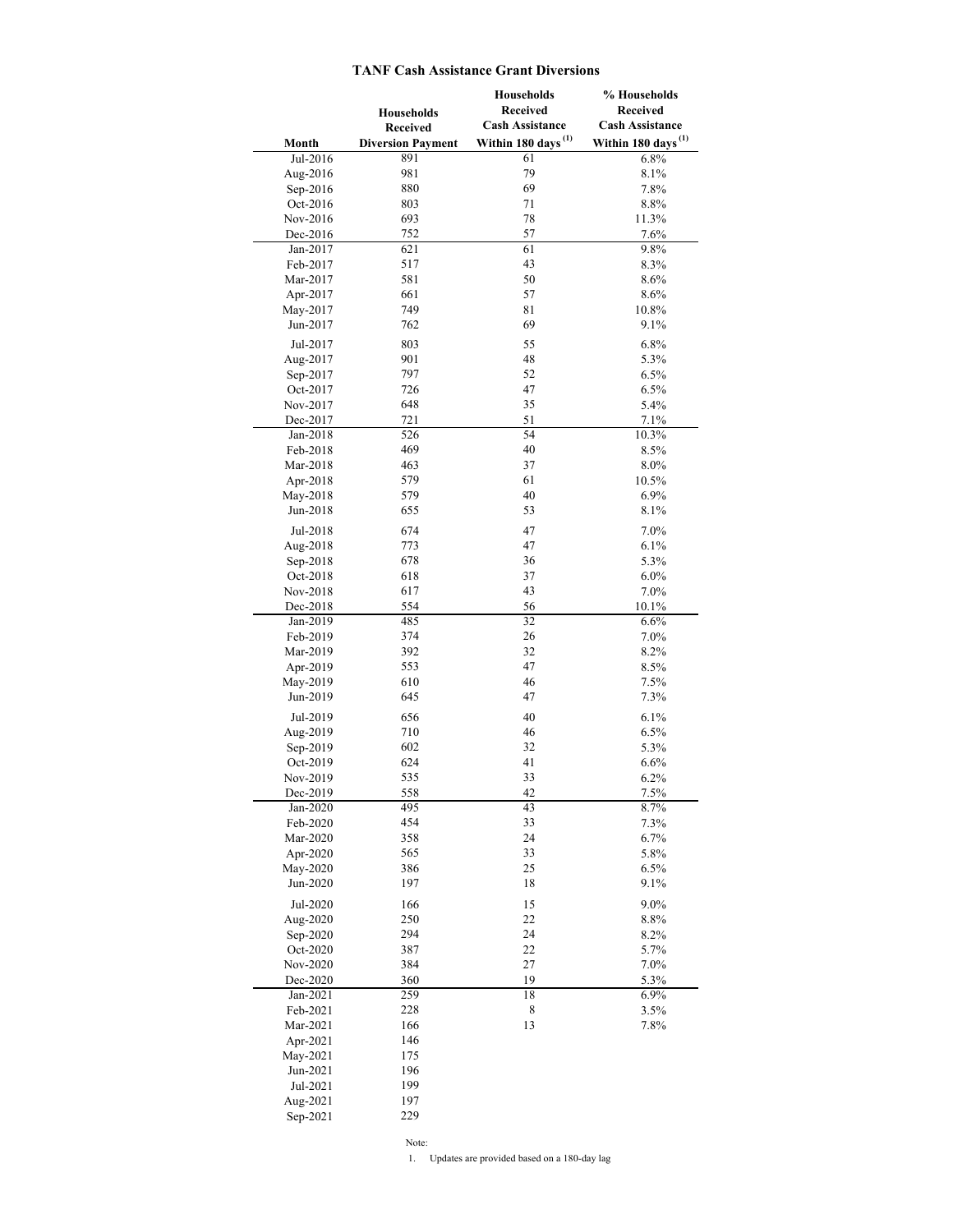**TANF Cash Assistance Grant Diversions**

| Month | Households Received Diversion Payment | Households Received Cash Assistance Within 180 days [(1)] | % Households Received Cash Assistance Within 180 days [(1)] |
|---|---|---|---|
| Jul-2016 | 891 | 61 | 6.8% |
| Aug-2016 | 981 | 79 | 8.1% |
| Sep-2016 | 880 | 69 | 7.8% |
| Oct-2016 | 803 | 71 | 8.8% |
| Nov-2016 | 693 | 78 | 11.3% |
| Dec-2016 | 752 | 57 | 7.6% |
| Jan-2017 | 621 | 61 | 9.8% |
| Feb-2017 | 517 | 43 | 8.3% |
| Mar-2017 | 581 | 50 | 8.6% |
| Apr-2017 | 661 | 57 | 8.6% |
| May-2017 | 749 | 81 | 10.8% |
| Jun-2017 | 762 | 69 | 9.1% |
| Jul-2017 | 803 | 55 | 6.8% |
| Aug-2017 | 901 | 48 | 5.3% |
| Sep-2017 | 797 | 52 | 6.5% |
| Oct-2017 | 726 | 47 | 6.5% |
| Nov-2017 | 648 | 35 | 5.4% |
| Dec-2017 | 721 | 51 | 7.1% |
| Jan-2018 | 526 | 54 | 10.3% |
| Feb-2018 | 469 | 40 | 8.5% |
| Mar-2018 | 463 | 37 | 8.0% |
| Apr-2018 | 579 | 61 | 10.5% |
| May-2018 | 579 | 40 | 6.9% |
| Jun-2018 | 655 | 53 | 8.1% |
| Jul-2018 | 674 | 47 | 7.0% |
| Aug-2018 | 773 | 47 | 6.1% |
| Sep-2018 | 678 | 36 | 5.3% |
| Oct-2018 | 618 | 37 | 6.0% |
| Nov-2018 | 617 | 43 | 7.0% |
| Dec-2018 | 554 | 56 | 10.1% |
| Jan-2019 | 485 | 32 | 6.6% |
| Feb-2019 | 374 | 26 | 7.0% |
| Mar-2019 | 392 | 32 | 8.2% |
| Apr-2019 | 553 | 47 | 8.5% |
| May-2019 | 610 | 46 | 7.5% |
| Jun-2019 | 645 | 47 | 7.3% |
| Jul-2019 | 656 | 40 | 6.1% |
| Aug-2019 | 710 | 46 | 6.5% |
| Sep-2019 | 602 | 32 | 5.3% |
| Oct-2019 | 624 | 41 | 6.6% |
| Nov-2019 | 535 | 33 | 6.2% |
| Dec-2019 | 558 | 42 | 7.5% |
| Jan-2020 | 495 | 43 | 8.7% |
| Feb-2020 | 454 | 33 | 7.3% |
| Mar-2020 | 358 | 24 | 6.7% |
| Apr-2020 | 565 | 33 | 5.8% |
| May-2020 | 386 | 25 | 6.5% |
| Jun-2020 | 197 | 18 | 9.1% |
| Jul-2020 | 166 | 15 | 9.0% |
| Aug-2020 | 250 | 22 | 8.8% |
| Sep-2020 | 294 | 24 | 8.2% |
| Oct-2020 | 387 | 22 | 5.7% |
| Nov-2020 | 384 | 27 | 7.0% |
| Dec-2020 | 360 | 19 | 5.3% |
| Jan-2021 | 259 | 18 | 6.9% |
| Feb-2021 | 228 | 8 | 3.5% |
| Mar-2021 | 166 | 13 | 7.8% |
| Apr-2021 | 146 | | |
| May-2021 | 175 | | |
| Jun-2021 | 196 | | |
| Jul-2021 | 199 | | |
| Aug-2021 | 197 | | |
| Sep-2021 | 229 | | |

Note:

1. Updates are provided based on a 180-day lag